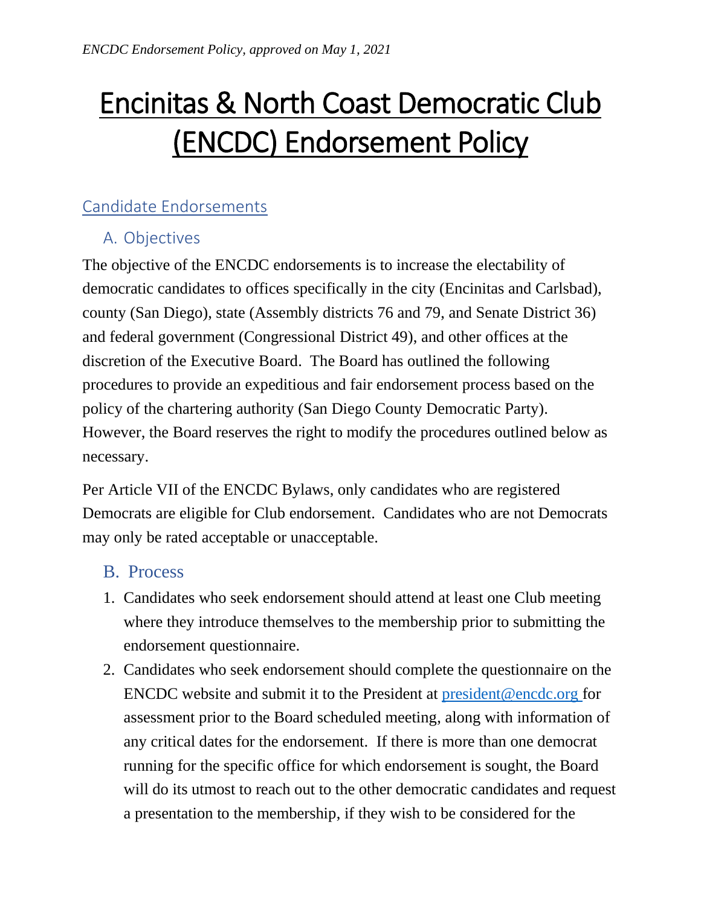*ENCDC Endorsement Policy, approved on May 1, 2021*

# Encinitas & North Coast Democratic Club (ENCDC) Endorsement Policy

## Candidate Endorsements

### A. Objectives

The objective of the ENCDC endorsements is to increase the electability of democratic candidates to offices specifically in the city (Encinitas and Carlsbad), county (San Diego), state (Assembly districts 76 and 79, and Senate District 36) and federal government (Congressional District 49), and other offices at the discretion of the Executive Board. The Board has outlined the following procedures to provide an expeditious and fair endorsement process based on the policy of the chartering authority (San Diego County Democratic Party). However, the Board reserves the right to modify the procedures outlined below as necessary.

Per Article VII of the ENCDC Bylaws, only candidates who are registered Democrats are eligible for Club endorsement. Candidates who are not Democrats may only be rated acceptable or unacceptable.

### B. Process

1. Candidates who seek endorsement should attend at least one Club meeting where they introduce themselves to the membership prior to submitting the endorsement questionnaire.
2. Candidates who seek endorsement should complete the questionnaire on the ENCDC website and submit it to the President at president@encdc.org for assessment prior to the Board scheduled meeting, along with information of any critical dates for the endorsement. If there is more than one democrat running for the specific office for which endorsement is sought, the Board will do its utmost to reach out to the other democratic candidates and request a presentation to the membership, if they wish to be considered for the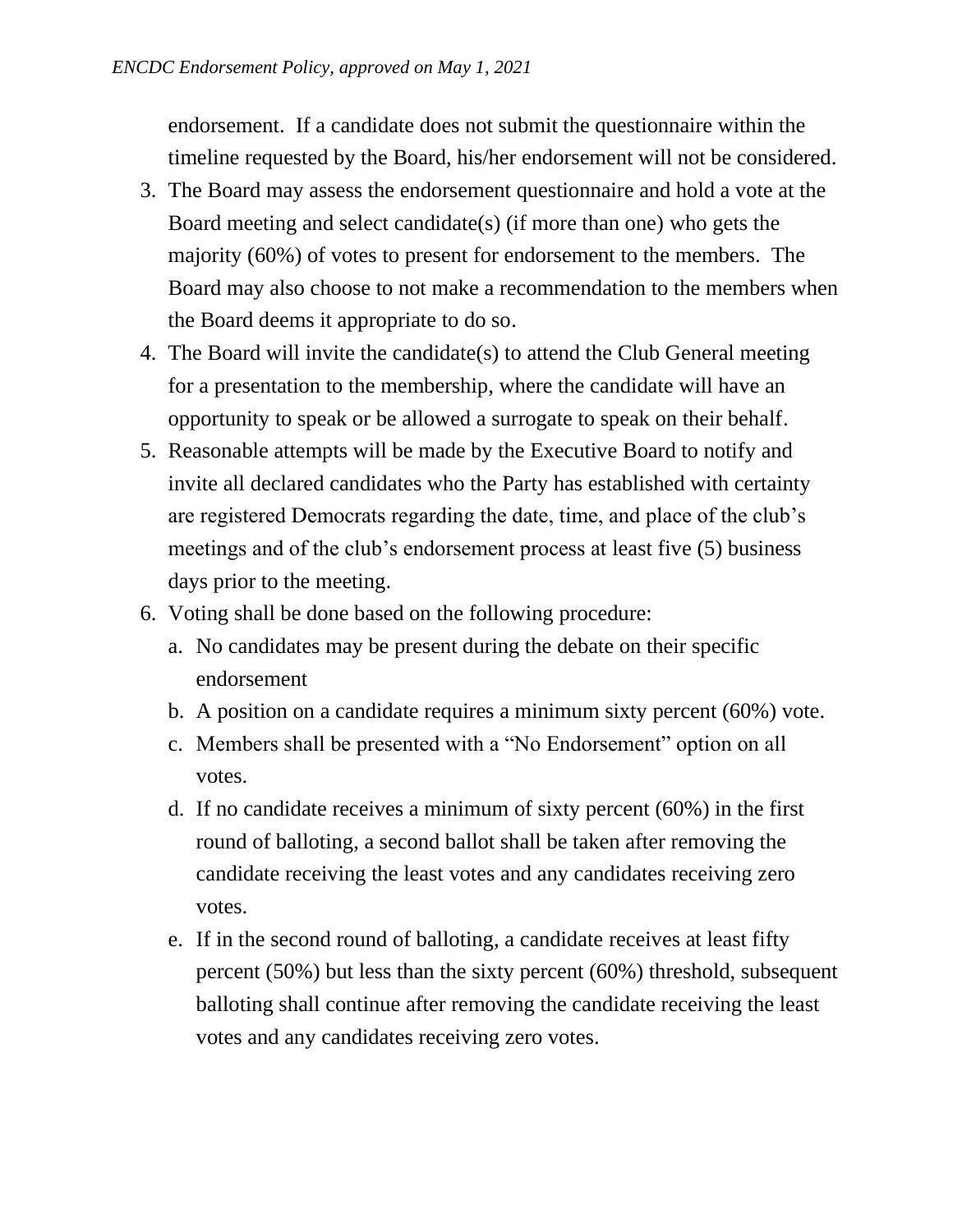endorsement. If a candidate does not submit the questionnaire within the timeline requested by the Board, his/her endorsement will not be considered.

3. The Board may assess the endorsement questionnaire and hold a vote at the Board meeting and select candidate(s) (if more than one) who gets the majority (60%) of votes to present for endorsement to the members. The Board may also choose to not make a recommendation to the members when the Board deems it appropriate to do so.
4. The Board will invite the candidate(s) to attend the Club General meeting for a presentation to the membership, where the candidate will have an opportunity to speak or be allowed a surrogate to speak on their behalf.
5. Reasonable attempts will be made by the Executive Board to notify and invite all declared candidates who the Party has established with certainty are registered Democrats regarding the date, time, and place of the club's meetings and of the club's endorsement process at least five (5) business days prior to the meeting.
6. Voting shall be done based on the following procedure:
   a. No candidates may be present during the debate on their specific endorsement
   b. A position on a candidate requires a minimum sixty percent (60%) vote.
   c. Members shall be presented with a "No Endorsement" option on all votes.
   d. If no candidate receives a minimum of sixty percent (60%) in the first round of balloting, a second ballot shall be taken after removing the candidate receiving the least votes and any candidates receiving zero votes.
   e. If in the second round of balloting, a candidate receives at least fifty percent (50%) but less than the sixty percent (60%) threshold, subsequent balloting shall continue after removing the candidate receiving the least votes and any candidates receiving zero votes.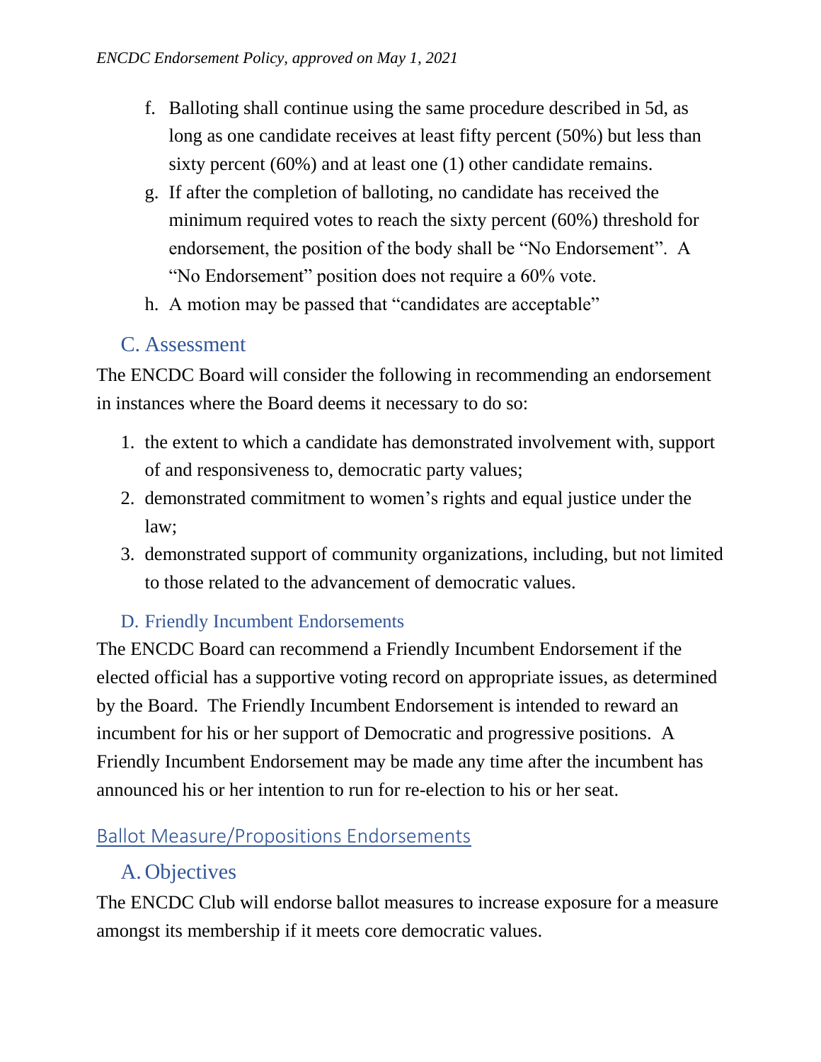f. Balloting shall continue using the same procedure described in 5d, as long as one candidate receives at least fifty percent (50%) but less than sixty percent (60%) and at least one (1) other candidate remains.

g. If after the completion of balloting, no candidate has received the minimum required votes to reach the sixty percent (60%) threshold for endorsement, the position of the body shall be "No Endorsement". A "No Endorsement" position does not require a 60% vote.

h. A motion may be passed that "candidates are acceptable"

### C. Assessment

The ENCDC Board will consider the following in recommending an endorsement in instances where the Board deems it necessary to do so:

1. the extent to which a candidate has demonstrated involvement with, support of and responsiveness to, democratic party values;
2. demonstrated commitment to women's rights and equal justice under the law;
3. demonstrated support of community organizations, including, but not limited to those related to the advancement of democratic values.

### D. Friendly Incumbent Endorsements

The ENCDC Board can recommend a Friendly Incumbent Endorsement if the elected official has a supportive voting record on appropriate issues, as determined by the Board. The Friendly Incumbent Endorsement is intended to reward an incumbent for his or her support of Democratic and progressive positions. A Friendly Incumbent Endorsement may be made any time after the incumbent has announced his or her intention to run for re-election to his or her seat.

## Ballot Measure/Propositions Endorsements

### A. Objectives

The ENCDC Club will endorse ballot measures to increase exposure for a measure amongst its membership if it meets core democratic values.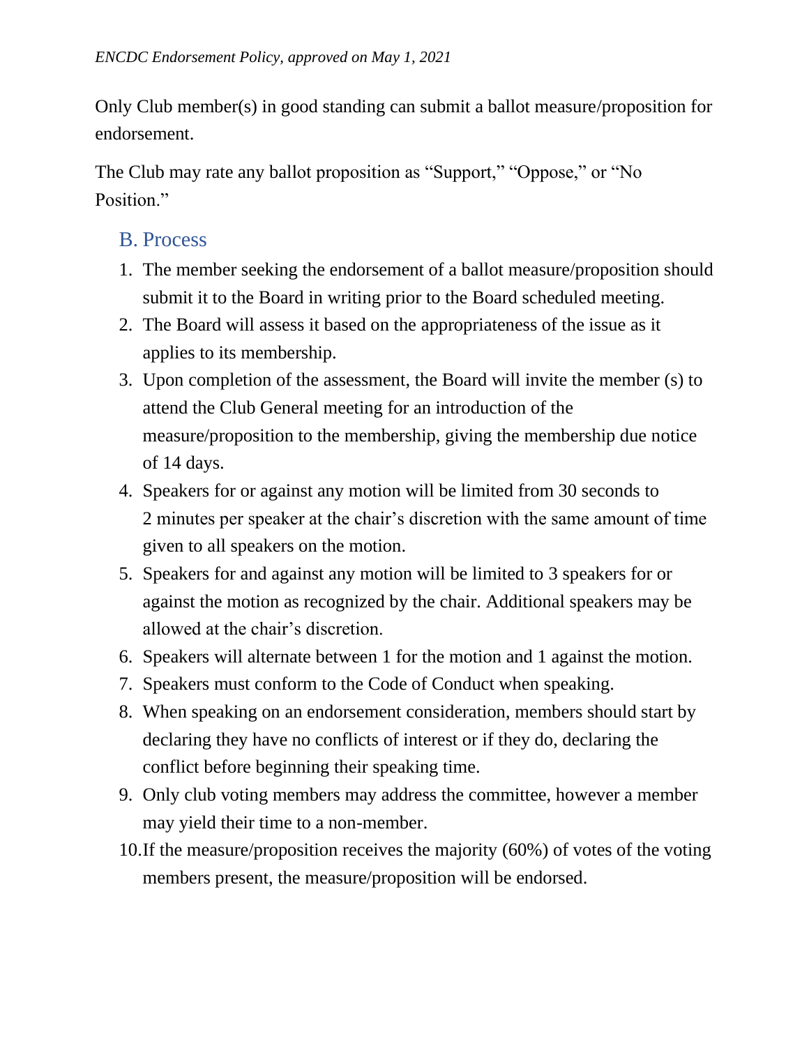Only Club member(s) in good standing can submit a ballot measure/proposition for endorsement.

The Club may rate any ballot proposition as "Support," "Oppose," or "No Position."

## B. Process

1. The member seeking the endorsement of a ballot measure/proposition should submit it to the Board in writing prior to the Board scheduled meeting.
2. The Board will assess it based on the appropriateness of the issue as it applies to its membership.
3. Upon completion of the assessment, the Board will invite the member (s) to attend the Club General meeting for an introduction of the measure/proposition to the membership, giving the membership due notice of 14 days.
4. Speakers for or against any motion will be limited from 30 seconds to 2 minutes per speaker at the chair's discretion with the same amount of time given to all speakers on the motion.
5. Speakers for and against any motion will be limited to 3 speakers for or against the motion as recognized by the chair. Additional speakers may be allowed at the chair's discretion.
6. Speakers will alternate between 1 for the motion and 1 against the motion.
7. Speakers must conform to the Code of Conduct when speaking.
8. When speaking on an endorsement consideration, members should start by declaring they have no conflicts of interest or if they do, declaring the conflict before beginning their speaking time.
9. Only club voting members may address the committee, however a member may yield their time to a non-member.
10. If the measure/proposition receives the majority (60%) of votes of the voting members present, the measure/proposition will be endorsed.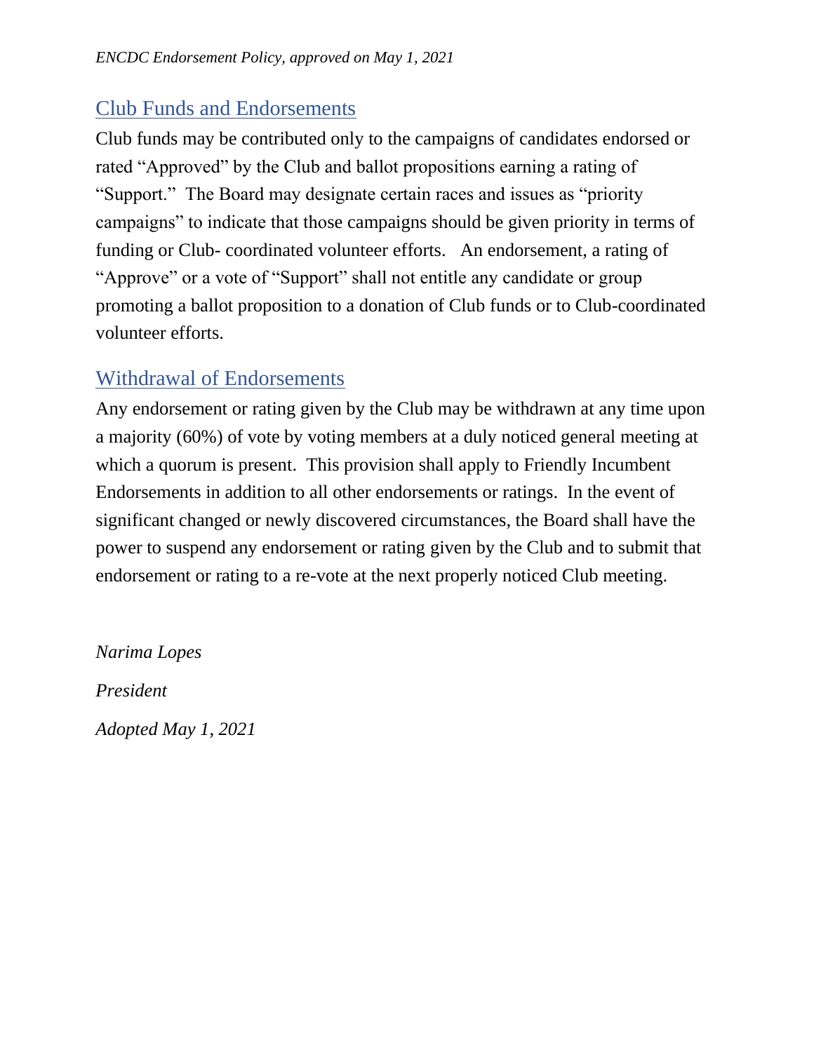## Club Funds and Endorsements

Club funds may be contributed only to the campaigns of candidates endorsed or rated "Approved" by the Club and ballot propositions earning a rating of "Support." The Board may designate certain races and issues as "priority campaigns" to indicate that those campaigns should be given priority in terms of funding or Club- coordinated volunteer efforts. An endorsement, a rating of "Approve" or a vote of "Support" shall not entitle any candidate or group promoting a ballot proposition to a donation of Club funds or to Club-coordinated volunteer efforts.

## Withdrawal of Endorsements

Any endorsement or rating given by the Club may be withdrawn at any time upon a majority (60%) of vote by voting members at a duly noticed general meeting at which a quorum is present. This provision shall apply to Friendly Incumbent Endorsements in addition to all other endorsements or ratings. In the event of significant changed or newly discovered circumstances, the Board shall have the power to suspend any endorsement or rating given by the Club and to submit that endorsement or rating to a re-vote at the next properly noticed Club meeting.

*Narima Lopes*

*President*

*Adopted May 1, 2021*